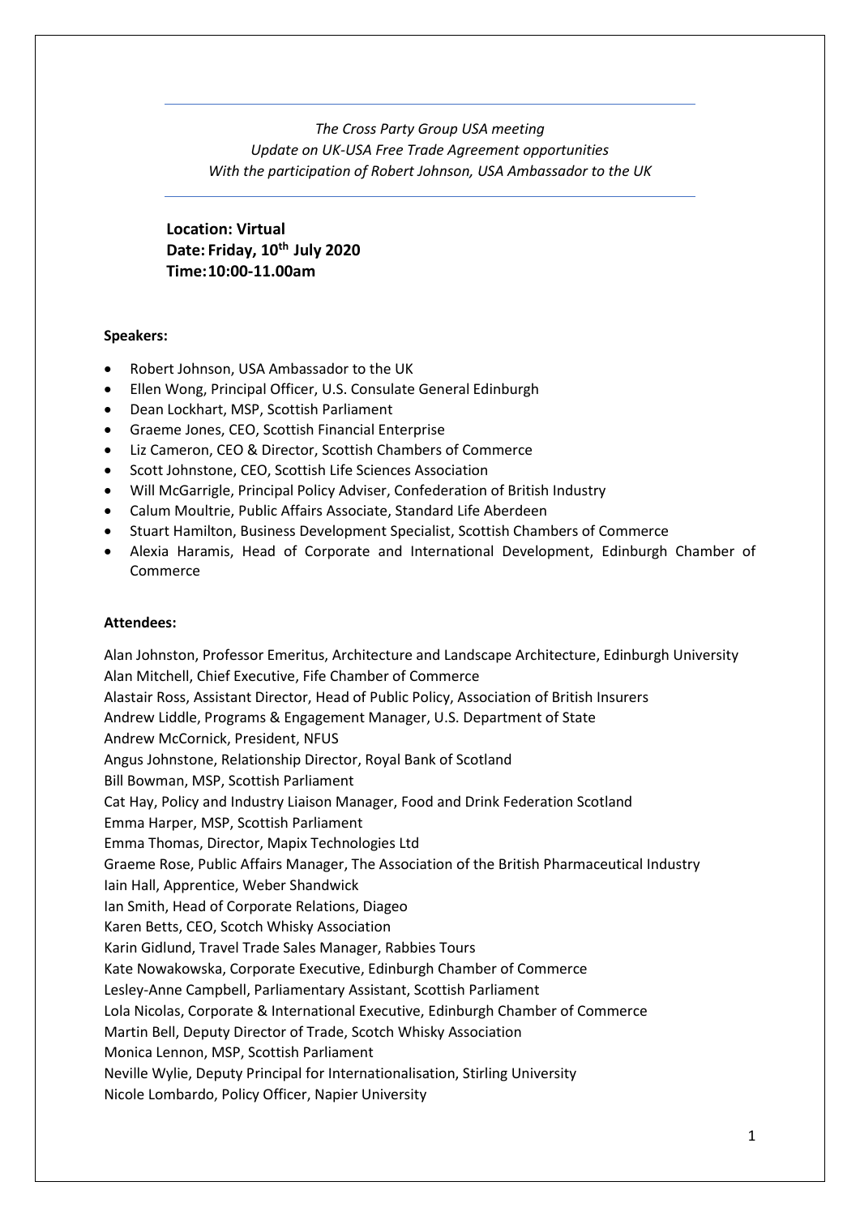*The Cross Party Group USA meeting*
*Update on UK-USA Free Trade Agreement opportunities*
*With the participation of Robert Johnson, USA Ambassador to the UK*

---

**Location: Virtual**
**Date: Friday, 10th July 2020**
**Time: 10:00-11.00am**

**Speakers:**

- Robert Johnson, USA Ambassador to the UK
- Ellen Wong, Principal Officer, U.S. Consulate General Edinburgh
- Dean Lockhart, MSP, Scottish Parliament
- Graeme Jones, CEO, Scottish Financial Enterprise
- Liz Cameron, CEO & Director, Scottish Chambers of Commerce
- Scott Johnstone, CEO, Scottish Life Sciences Association
- Will McGarrigle, Principal Policy Adviser, Confederation of British Industry
- Calum Moultrie, Public Affairs Associate, Standard Life Aberdeen
- Stuart Hamilton, Business Development Specialist, Scottish Chambers of Commerce
- Alexia Haramis, Head of Corporate and International Development, Edinburgh Chamber of Commerce

**Attendees:**

Alan Johnston, Professor Emeritus, Architecture and Landscape Architecture, Edinburgh University
Alan Mitchell, Chief Executive, Fife Chamber of Commerce
Alastair Ross, Assistant Director, Head of Public Policy, Association of British Insurers
Andrew Liddle, Programs & Engagement Manager, U.S. Department of State
Andrew McCornick, President, NFUS
Angus Johnstone, Relationship Director, Royal Bank of Scotland
Bill Bowman, MSP, Scottish Parliament
Cat Hay, Policy and Industry Liaison Manager, Food and Drink Federation Scotland
Emma Harper, MSP, Scottish Parliament
Emma Thomas, Director, Mapix Technologies Ltd
Graeme Rose, Public Affairs Manager, The Association of the British Pharmaceutical Industry
Iain Hall, Apprentice, Weber Shandwick
Ian Smith, Head of Corporate Relations, Diageo
Karen Betts, CEO, Scotch Whisky Association
Karin Gidlund, Travel Trade Sales Manager, Rabbies Tours
Kate Nowakowska, Corporate Executive, Edinburgh Chamber of Commerce
Lesley-Anne Campbell, Parliamentary Assistant, Scottish Parliament
Lola Nicolas, Corporate & International Executive, Edinburgh Chamber of Commerce
Martin Bell, Deputy Director of Trade, Scotch Whisky Association
Monica Lennon, MSP, Scottish Parliament
Neville Wylie, Deputy Principal for Internationalisation, Stirling University
Nicole Lombardo, Policy Officer, Napier University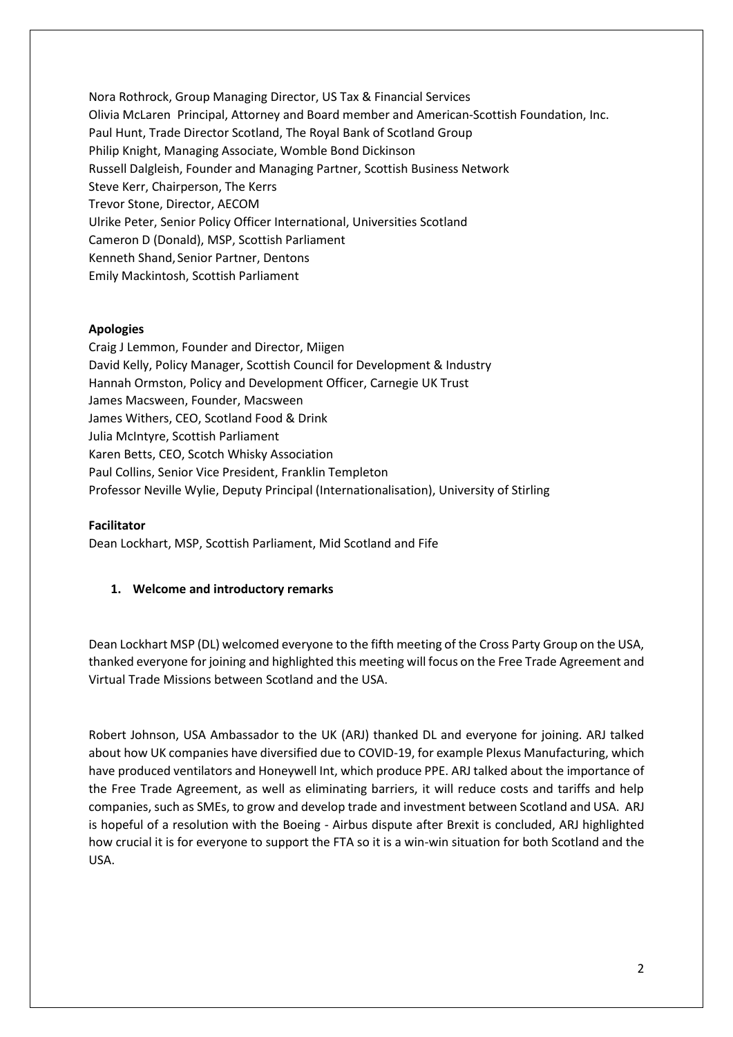Nora Rothrock, Group Managing Director, US Tax & Financial Services
Olivia McLaren Principal, Attorney and Board member and American-Scottish Foundation, Inc.
Paul Hunt, Trade Director Scotland, The Royal Bank of Scotland Group
Philip Knight, Managing Associate, Womble Bond Dickinson
Russell Dalgleish, Founder and Managing Partner, Scottish Business Network
Steve Kerr, Chairperson, The Kerrs
Trevor Stone, Director, AECOM
Ulrike Peter, Senior Policy Officer International, Universities Scotland
Cameron D (Donald), MSP, Scottish Parliament
Kenneth Shand, Senior Partner, Dentons
Emily Mackintosh, Scottish Parliament

**Apologies**

Craig J Lemmon, Founder and Director, Miigen
David Kelly, Policy Manager, Scottish Council for Development & Industry
Hannah Ormston, Policy and Development Officer, Carnegie UK Trust
James Macsween, Founder, Macsween
James Withers, CEO, Scotland Food & Drink
Julia McIntyre, Scottish Parliament
Karen Betts, CEO, Scotch Whisky Association
Paul Collins, Senior Vice President, Franklin Templeton
Professor Neville Wylie, Deputy Principal (Internationalisation), University of Stirling

**Facilitator**

Dean Lockhart, MSP, Scottish Parliament, Mid Scotland and Fife

1. **Welcome and introductory remarks**

Dean Lockhart MSP (DL) welcomed everyone to the fifth meeting of the Cross Party Group on the USA, thanked everyone for joining and highlighted this meeting will focus on the Free Trade Agreement and Virtual Trade Missions between Scotland and the USA.

Robert Johnson, USA Ambassador to the UK (ARJ) thanked DL and everyone for joining. ARJ talked about how UK companies have diversified due to COVID-19, for example Plexus Manufacturing, which have produced ventilators and Honeywell Int, which produce PPE. ARJ talked about the importance of the Free Trade Agreement, as well as eliminating barriers, it will reduce costs and tariffs and help companies, such as SMEs, to grow and develop trade and investment between Scotland and USA. ARJ is hopeful of a resolution with the Boeing - Airbus dispute after Brexit is concluded, ARJ highlighted how crucial it is for everyone to support the FTA so it is a win-win situation for both Scotland and the USA.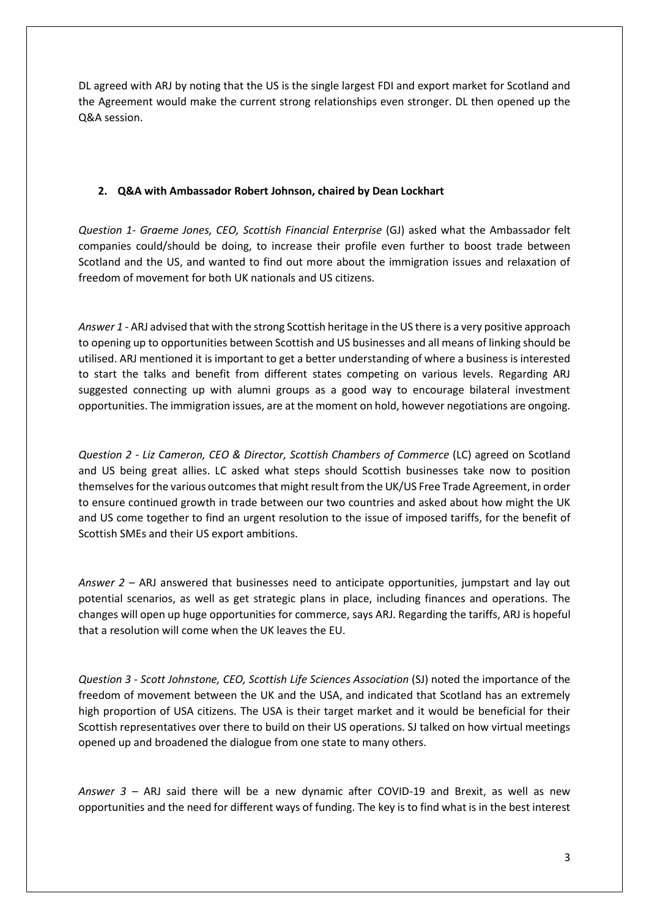DL agreed with ARJ by noting that the US is the single largest FDI and export market for Scotland and the Agreement would make the current strong relationships even stronger. DL then opened up the Q&A session.

## 2. Q&A with Ambassador Robert Johnson, chaired by Dean Lockhart

*Question 1- Graeme Jones, CEO, Scottish Financial Enterprise* (GJ) asked what the Ambassador felt companies could/should be doing, to increase their profile even further to boost trade between Scotland and the US, and wanted to find out more about the immigration issues and relaxation of freedom of movement for both UK nationals and US citizens.

*Answer 1* - ARJ advised that with the strong Scottish heritage in the US there is a very positive approach to opening up to opportunities between Scottish and US businesses and all means of linking should be utilised. ARJ mentioned it is important to get a better understanding of where a business is interested to start the talks and benefit from different states competing on various levels. Regarding ARJ suggested connecting up with alumni groups as a good way to encourage bilateral investment opportunities. The immigration issues, are at the moment on hold, however negotiations are ongoing.

*Question 2 - Liz Cameron, CEO & Director, Scottish Chambers of Commerce* (LC) agreed on Scotland and US being great allies. LC asked what steps should Scottish businesses take now to position themselves for the various outcomes that might result from the UK/US Free Trade Agreement, in order to ensure continued growth in trade between our two countries and asked about how might the UK and US come together to find an urgent resolution to the issue of imposed tariffs, for the benefit of Scottish SMEs and their US export ambitions.

*Answer 2* – ARJ answered that businesses need to anticipate opportunities, jumpstart and lay out potential scenarios, as well as get strategic plans in place, including finances and operations. The changes will open up huge opportunities for commerce, says ARJ. Regarding the tariffs, ARJ is hopeful that a resolution will come when the UK leaves the EU.

*Question 3 - Scott Johnstone, CEO, Scottish Life Sciences Association* (SJ) noted the importance of the freedom of movement between the UK and the USA, and indicated that Scotland has an extremely high proportion of USA citizens. The USA is their target market and it would be beneficial for their Scottish representatives over there to build on their US operations. SJ talked on how virtual meetings opened up and broadened the dialogue from one state to many others.

*Answer 3* – ARJ said there will be a new dynamic after COVID-19 and Brexit, as well as new opportunities and the need for different ways of funding. The key is to find what is in the best interest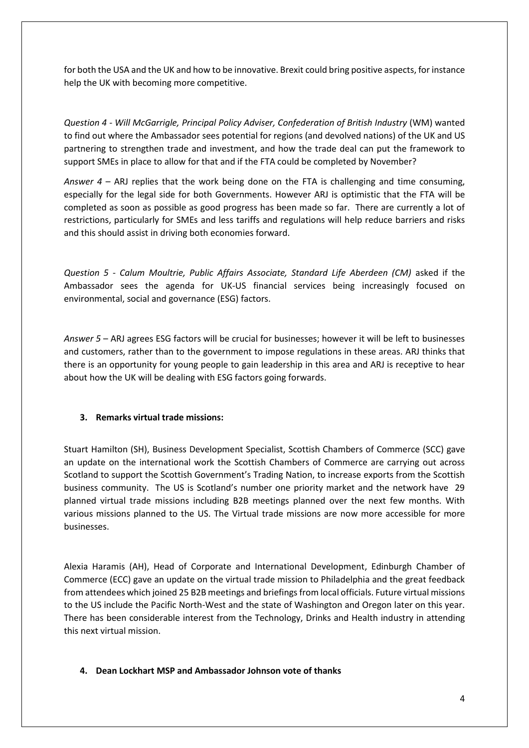for both the USA and the UK and how to be innovative. Brexit could bring positive aspects, for instance help the UK with becoming more competitive.

*Question 4 - Will McGarrigle, Principal Policy Adviser, Confederation of British Industry* (WM) wanted to find out where the Ambassador sees potential for regions (and devolved nations) of the UK and US partnering to strengthen trade and investment, and how the trade deal can put the framework to support SMEs in place to allow for that and if the FTA could be completed by November?

*Answer 4* – ARJ replies that the work being done on the FTA is challenging and time consuming, especially for the legal side for both Governments. However ARJ is optimistic that the FTA will be completed as soon as possible as good progress has been made so far. There are currently a lot of restrictions, particularly for SMEs and less tariffs and regulations will help reduce barriers and risks and this should assist in driving both economies forward.

*Question 5 - Calum Moultrie, Public Affairs Associate, Standard Life Aberdeen (CM)* asked if the Ambassador sees the agenda for UK-US financial services being increasingly focused on environmental, social and governance (ESG) factors.

*Answer 5* – ARJ agrees ESG factors will be crucial for businesses; however it will be left to businesses and customers, rather than to the government to impose regulations in these areas. ARJ thinks that there is an opportunity for young people to gain leadership in this area and ARJ is receptive to hear about how the UK will be dealing with ESG factors going forwards.

**3. Remarks virtual trade missions:**

Stuart Hamilton (SH), Business Development Specialist, Scottish Chambers of Commerce (SCC) gave an update on the international work the Scottish Chambers of Commerce are carrying out across Scotland to support the Scottish Government's Trading Nation, to increase exports from the Scottish business community. The US is Scotland's number one priority market and the network have 29 planned virtual trade missions including B2B meetings planned over the next few months. With various missions planned to the US. The Virtual trade missions are now more accessible for more businesses.

Alexia Haramis (AH), Head of Corporate and International Development, Edinburgh Chamber of Commerce (ECC) gave an update on the virtual trade mission to Philadelphia and the great feedback from attendees which joined 25 B2B meetings and briefings from local officials. Future virtual missions to the US include the Pacific North-West and the state of Washington and Oregon later on this year. There has been considerable interest from the Technology, Drinks and Health industry in attending this next virtual mission.

**4. Dean Lockhart MSP and Ambassador Johnson vote of thanks**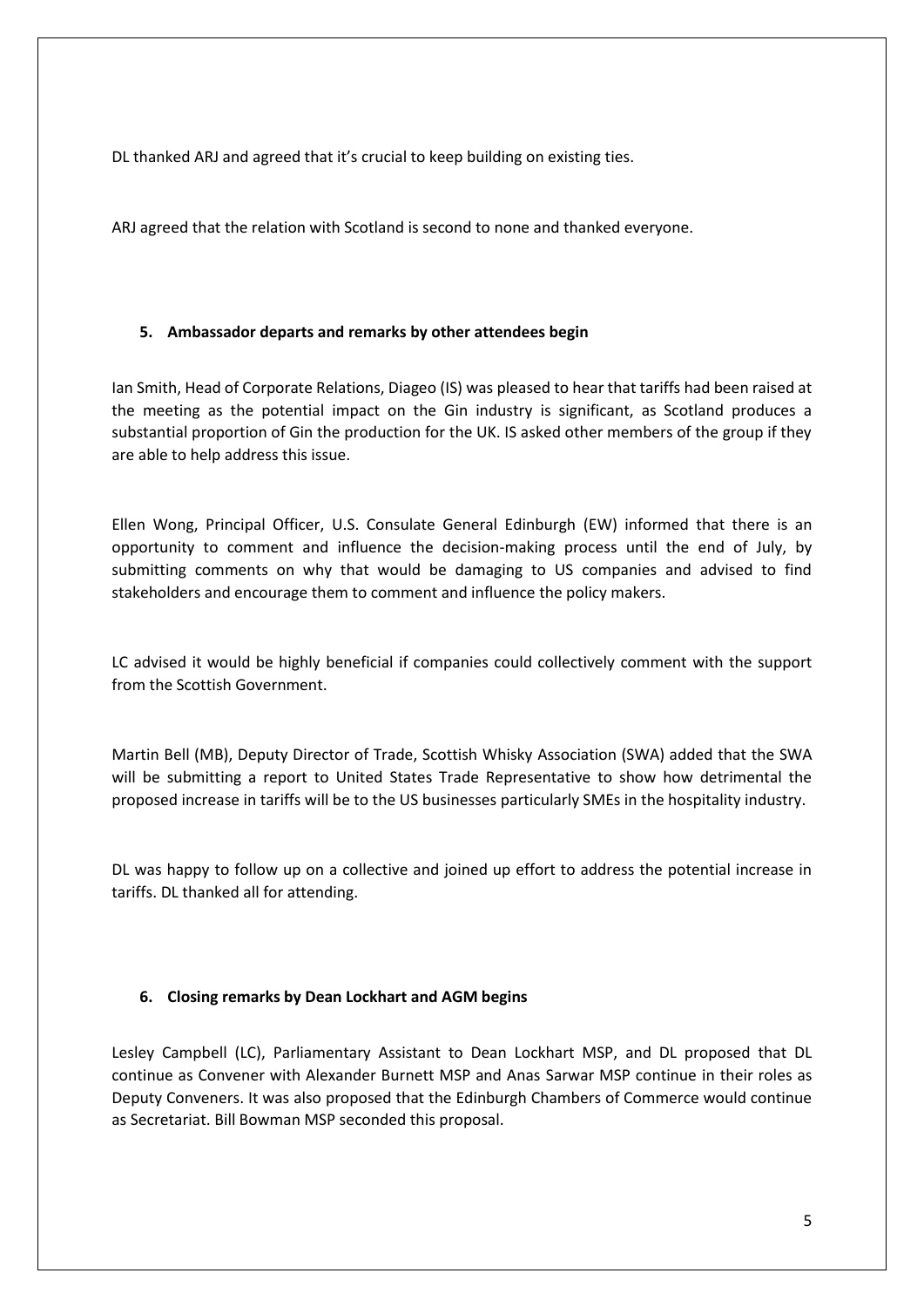DL thanked ARJ and agreed that it's crucial to keep building on existing ties.

ARJ agreed that the relation with Scotland is second to none and thanked everyone.

5. **Ambassador departs and remarks by other attendees begin**

Ian Smith, Head of Corporate Relations, Diageo (IS) was pleased to hear that tariffs had been raised at the meeting as the potential impact on the Gin industry is significant, as Scotland produces a substantial proportion of Gin the production for the UK. IS asked other members of the group if they are able to help address this issue.

Ellen Wong, Principal Officer, U.S. Consulate General Edinburgh (EW) informed that there is an opportunity to comment and influence the decision-making process until the end of July, by submitting comments on why that would be damaging to US companies and advised to find stakeholders and encourage them to comment and influence the policy makers.

LC advised it would be highly beneficial if companies could collectively comment with the support from the Scottish Government.

Martin Bell (MB), Deputy Director of Trade, Scottish Whisky Association (SWA) added that the SWA will be submitting a report to United States Trade Representative to show how detrimental the proposed increase in tariffs will be to the US businesses particularly SMEs in the hospitality industry.

DL was happy to follow up on a collective and joined up effort to address the potential increase in tariffs. DL thanked all for attending.

6. **Closing remarks by Dean Lockhart and AGM begins**

Lesley Campbell (LC), Parliamentary Assistant to Dean Lockhart MSP, and DL proposed that DL continue as Convener with Alexander Burnett MSP and Anas Sarwar MSP continue in their roles as Deputy Conveners. It was also proposed that the Edinburgh Chambers of Commerce would continue as Secretariat. Bill Bowman MSP seconded this proposal.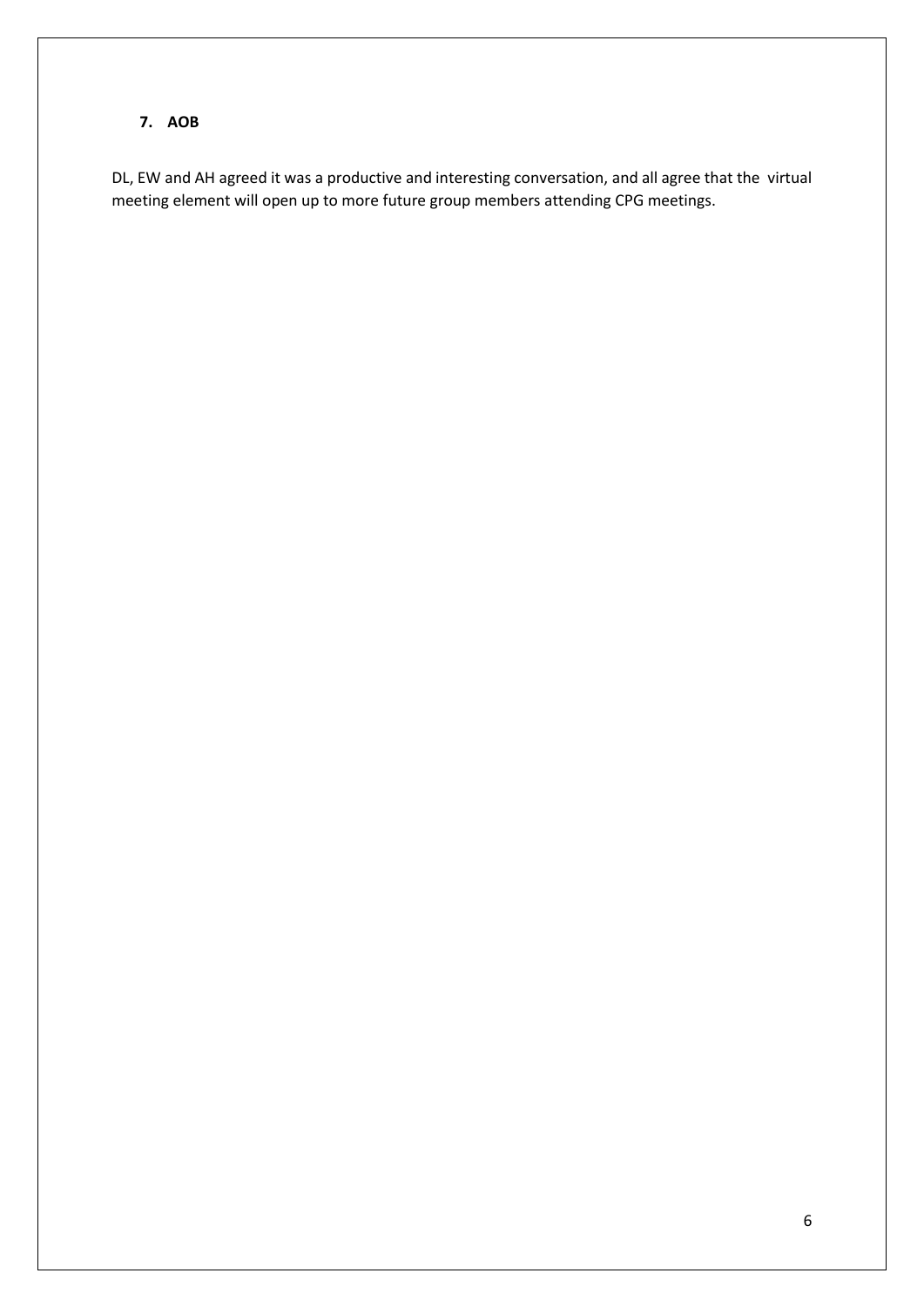### 7. AOB

DL, EW and AH agreed it was a productive and interesting conversation, and all agree that the virtual meeting element will open up to more future group members attending CPG meetings.